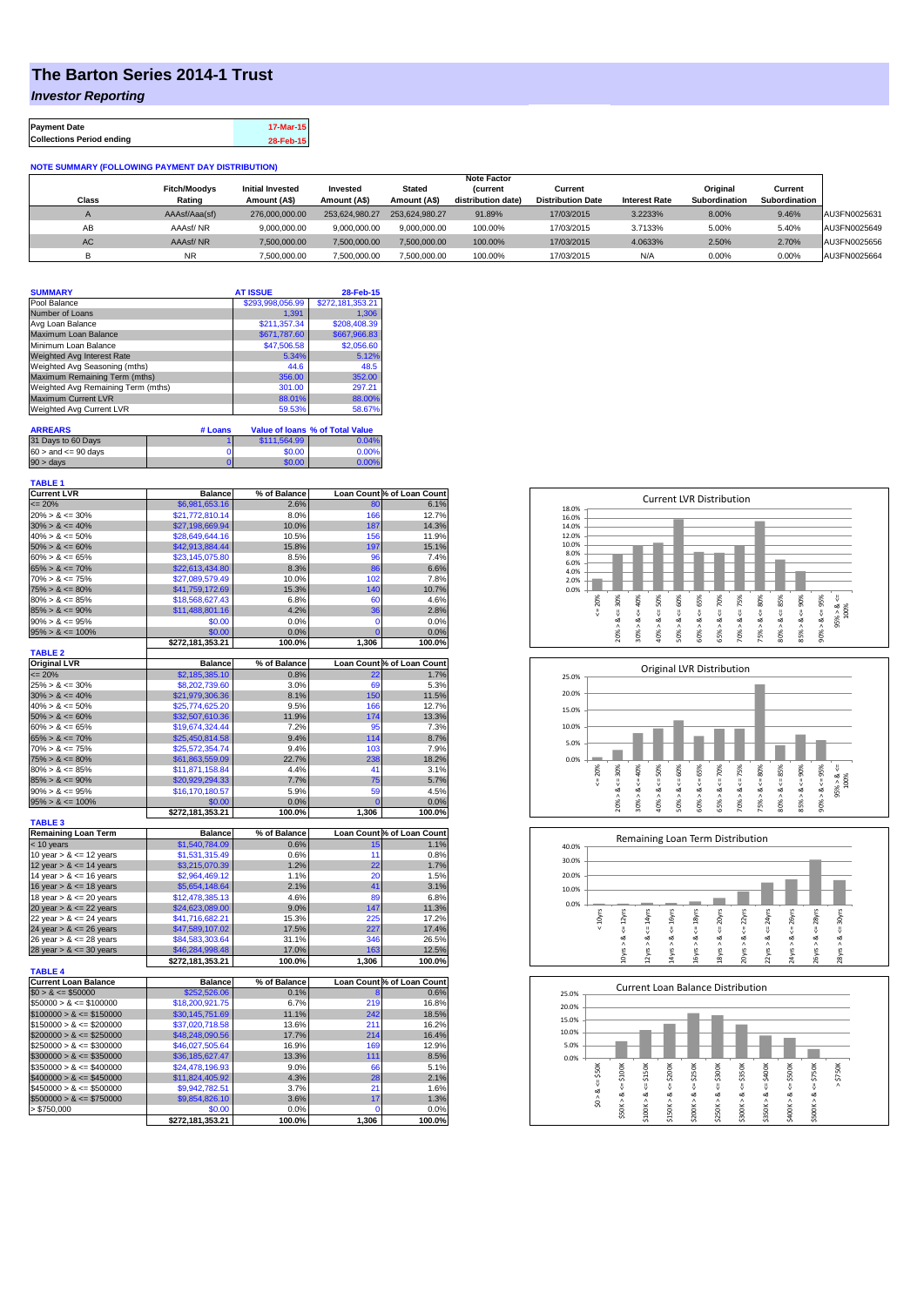# The Barton Series 2014-1 Trust

## *Investor Reporting*

| Payment Date | 17-Mar-15 |
|---|---|
| Collections Period ending | 28-Feb-15 |

**NOTE SUMMARY (FOLLOWING PAYMENT DAY DISTRIBUTION)**

| Class | Fitch/Moodys Rating | Initial Invested Amount (A$) | Invested Amount (A$) | Stated Amount (A$) | Note Factor (current distribution date) | Current Distribution Date | Interest Rate | Original Subordination | Current Subordination | |
|---|---|---|---|---|---|---|---|---|---|---|
| A | AAAsf/Aaa(sf) | 276,000,000.00 | 253,624,980.27 | 253,624,980.27 | 91.89% | 17/03/2015 | 3.2233% | 8.00% | 9.46% | AU3FN0025631 |
| AB | AAAsf/ NR | 9,000,000.00 | 9,000,000.00 | 9,000,000.00 | 100.00% | 17/03/2015 | 3.7133% | 5.00% | 5.40% | AU3FN0025649 |
| AC | AAAsf/ NR | 7,500,000.00 | 7,500,000.00 | 7,500,000.00 | 100.00% | 17/03/2015 | 4.0633% | 2.50% | 2.70% | AU3FN0025656 |
| B | NR | 7,500,000.00 | 7,500,000.00 | 7,500,000.00 | 100.00% | 17/03/2015 | N/A | 0.00% | 0.00% | AU3FN0025664 |

| SUMMARY | AT ISSUE | 28-Feb-15 |
|---|---|---|
| Pool Balance | $293,998,056.99 | $272,181,353.21 |
| Number of Loans | 1,391 | 1,306 |
| Avg Loan Balance | $211,357.34 | $208,408.39 |
| Maximum Loan Balance | $671,787.60 | $667,966.83 |
| Minimum Loan Balance | $47,506.58 | $2,056.60 |
| Weighted Avg Interest Rate | 5.34% | 5.12% |
| Weighted Avg Seasoning (mths) | 44.6 | 48.5 |
| Maximum Remaining Term (mths) | 356.00 | 352.00 |
| Weighted Avg Remaining Term (mths) | 301.00 | 297.21 |
| Maximum Current LVR | 88.01% | 88.00% |
| Weighted Avg Current LVR | 59.53% | 58.67% |

| ARREARS | # Loans | Value of loans | % of Total Value |
|---|---|---|---|
| 31 Days to 60 Days | 1 | $111,564.99 | 0.04% |
| 60 > and <= 90 days | 0 | $0.00 | 0.00% |
| 90 > days | 0 | $0.00 | 0.00% |

**TABLE 1**

| Current LVR | Balance | % of Balance | Loan Count | % of Loan Count |
|---|---|---|---|---|
| <= 20% | $6,981,653.16 | 2.6% | 80 | 6.1% |
| 20% > & <= 30% | $21,772,810.14 | 8.0% | 166 | 12.7% |
| 30% > & <= 40% | $27,198,669.94 | 10.0% | 187 | 14.3% |
| 40% > & <= 50% | $28,649,644.16 | 10.5% | 156 | 11.9% |
| 50% > & <= 60% | $42,913,884.44 | 15.8% | 197 | 15.1% |
| 60% > & <= 65% | $23,145,075.80 | 8.5% | 96 | 7.4% |
| 65% > & <= 70% | $22,613,434.80 | 8.3% | 86 | 6.6% |
| 70% > & <= 75% | $27,089,579.49 | 10.0% | 102 | 7.8% |
| 75% > & <= 80% | $41,759,172.69 | 15.3% | 140 | 10.7% |
| 80% > & <= 85% | $18,568,627.43 | 6.8% | 60 | 4.6% |
| 85% > & <= 90% | $11,488,801.16 | 4.2% | 36 | 2.8% |
| 90% > & <= 95% | $0.00 | 0.0% | 0 | 0.0% |
| 95% > & <= 100% | $0.00 | 0.0% | 0 | 0.0% |
| | $272,181,353.21 | 100.0% | 1,306 | 100.0% |

**TABLE 2**

| Original LVR | Balance | % of Balance | Loan Count | % of Loan Count |
|---|---|---|---|---|
| <= 20% | $2,185,385.10 | 0.8% | 22 | 1.7% |
| 25% > & <= 30% | $8,202,739.60 | 3.0% | 69 | 5.3% |
| 30% > & <= 40% | $21,979,306.36 | 8.1% | 150 | 11.5% |
| 40% > & <= 50% | $25,774,625.20 | 9.5% | 166 | 12.7% |
| 50% > & <= 60% | $32,507,610.36 | 11.9% | 174 | 13.3% |
| 60% > & <= 65% | $19,674,324.44 | 7.2% | 95 | 7.3% |
| 65% > & <= 70% | $25,450,814.58 | 9.4% | 114 | 8.7% |
| 70% > & <= 75% | $25,572,354.74 | 9.4% | 103 | 7.9% |
| 75% > & <= 80% | $61,863,559.09 | 22.7% | 238 | 18.2% |
| 80% > & <= 85% | $11,871,158.84 | 4.4% | 41 | 3.1% |
| 85% > & <= 90% | $20,929,294.33 | 7.7% | 75 | 5.7% |
| 90% > & <= 95% | $16,170,180.57 | 5.9% | 59 | 4.5% |
| 95% > & <= 100% | $0.00 | 0.0% | 0 | 0.0% |
| | $272,181,353.21 | 100.0% | 1,306 | 100.0% |

**TABLE 3**

| Remaining Loan Term | Balance | % of Balance | Loan Count | % of Loan Count |
|---|---|---|---|---|
| < 10 years | $1,540,784.09 | 0.6% | 15 | 1.1% |
| 10 year > & <= 12 years | $1,531,315.49 | 0.6% | 11 | 0.8% |
| 12 year > & <= 14 years | $3,215,070.39 | 1.2% | 22 | 1.7% |
| 14 year > & <= 16 years | $2,964,469.12 | 1.1% | 20 | 1.5% |
| 16 year > & <= 18 years | $5,654,148.64 | 2.1% | 41 | 3.1% |
| 18 year > & <= 20 years | $12,478,385.13 | 4.6% | 89 | 6.8% |
| 20 year > & <= 22 years | $24,623,089.00 | 9.0% | 147 | 11.3% |
| 22 year > & <= 24 years | $41,716,682.21 | 15.3% | 225 | 17.2% |
| 24 year > & <= 26 years | $47,589,107.02 | 17.5% | 227 | 17.4% |
| 26 year > & <= 28 years | $84,583,303.64 | 31.1% | 346 | 26.5% |
| 28 year > & <= 30 years | $46,284,998.48 | 17.0% | 163 | 12.5% |
| | $272,181,353.21 | 100.0% | 1,306 | 100.0% |

**TABLE 4**

| Current Loan Balance | Balance | % of Balance | Loan Count | % of Loan Count |
|---|---|---|---|---|
| $0 > & <= $50000 | $252,526.06 | 0.1% | 8 | 0.6% |
| $50000 > & <= $100000 | $18,200,921.75 | 6.7% | 219 | 16.8% |
| $100000 > & <= $150000 | $30,145,751.69 | 11.1% | 242 | 18.5% |
| $150000 > & <= $200000 | $37,020,718.58 | 13.6% | 211 | 16.2% |
| $200000 > & <= $250000 | $48,248,090.56 | 17.7% | 214 | 16.4% |
| $250000 > & <= $300000 | $46,027,505.64 | 16.9% | 169 | 12.9% |
| $300000 > & <= $350000 | $36,185,627.47 | 13.3% | 111 | 8.5% |
| $350000 > & <= $400000 | $24,478,196.93 | 9.0% | 66 | 5.1% |
| $400000 > & <= $450000 | $11,824,405.92 | 4.3% | 28 | 2.1% |
| $450000 > & <= $500000 | $9,942,782.51 | 3.7% | 21 | 1.6% |
| $500000 > & <= $750000 | $9,854,826.10 | 3.6% | 17 | 1.3% |
| > $750,000 | $0.00 | 0.0% | 0 | 0.0% |
| | $272,181,353.21 | 100.0% | 1,306 | 100.0% |

Current LVR Distribution

Original LVR Distribution

Remaining Loan Term Distribution

Current Loan Balance Distribution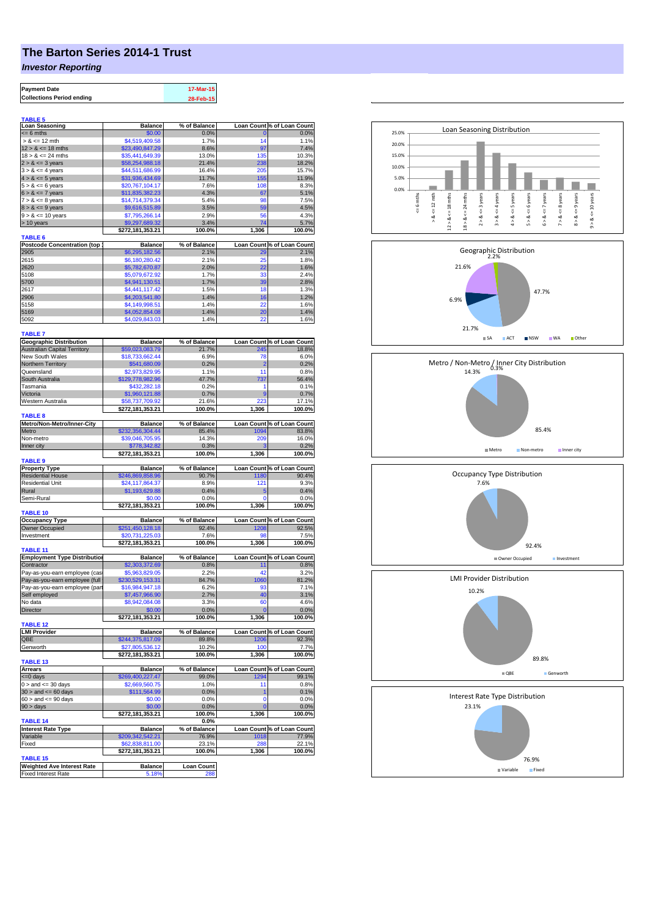# The Barton Series 2014-1 Trust

## *Investor Reporting*

| | |
|---|---|
| **Payment Date** | 17-Mar-15 |
| **Collections Period ending** | 28-Feb-15 |

**TABLE 5**

| Loan Seasoning | Balance | % of Balance | Loan Count | % of Loan Count |
|---|---|---|---|---|
| <= 6 mths | $0.00 | 0.0% | 0 | 0.0% |
| > & <= 12 mth | $4,519,409.58 | 1.7% | 14 | 1.1% |
| 12 > & <= 18 mths | $23,490,847.29 | 8.6% | 97 | 7.4% |
| 18 > & <= 24 mths | $35,441,649.39 | 13.0% | 135 | 10.3% |
| 2 > & <= 3 years | $58,254,988.18 | 21.4% | 238 | 18.2% |
| 3 > & <= 4 years | $44,511,686.99 | 16.4% | 205 | 15.7% |
| 4 > & <= 5 years | $31,936,434.69 | 11.7% | 155 | 11.9% |
| 5 > & <= 6 years | $20,767,104.17 | 7.6% | 108 | 8.3% |
| 6 > & <= 7 years | $11,835,382.23 | 4.3% | 67 | 5.1% |
| 7 > & <= 8 years | $14,714,379.34 | 5.4% | 98 | 7.5% |
| 8 > & <= 9 years | $9,616,515.89 | 3.5% | 59 | 4.5% |
| 9 > & <= 10 years | $7,795,266.14 | 2.9% | 56 | 4.3% |
| > 10 years | $9,297,689.32 | 3.4% | 74 | 5.7% |
| | $272,181,353.21 | 100.0% | 1,306 | 100.0% |

Loan Seasoning Distribution

25.0%
20.0%
15.0%
10.0%
5.0%
0.0%

<= 6 mths
> & <= 12 mth
12 > & <= 18 mths
18 > & <= 24 mths
2 > & <= 3 years
3 > & <= 4 years
4 > & <= 5 years
5 > & <= 6 years
6 > & <= 7 years
7 > & <= 8 years
8 > & <= 9 years
9 > & <= 10 years

**TABLE 6**

| Postcode Concentration (top 10) | Balance | % of Balance | Loan Count | % of Loan Count |
|---|---|---|---|---|
| 2905 | $6,295,182.56 | 2.1% | 29 | 2.1% |
| 2615 | $6,180,280.42 | 2.1% | 25 | 1.8% |
| 2620 | $5,782,670.87 | 2.0% | 22 | 1.6% |
| 5108 | $5,079,672.92 | 1.7% | 33 | 2.4% |
| 5700 | $4,941,130.51 | 1.7% | 39 | 2.8% |
| 2617 | $4,441,117.42 | 1.5% | 18 | 1.3% |
| 2906 | $4,203,541.80 | 1.4% | 16 | 1.2% |
| 5158 | $4,149,998.51 | 1.4% | 22 | 1.6% |
| 5169 | $4,052,854.08 | 1.4% | 20 | 1.4% |
| 5092 | $4,029,843.03 | 1.4% | 22 | 1.6% |

Geographic Distribution

2.2%
21.6%
47.7%
6.9%
21.7%

SA ACT NSW WA Other

**TABLE 7**

| Geographic Distribution | Balance | % of Balance | Loan Count | % of Loan Count |
|---|---|---|---|---|
| Australian Capital Territory | $59,023,083.79 | 21.7% | 245 | 18.8% |
| New South Wales | $18,733,662.44 | 6.9% | 78 | 6.0% |
| Northern Territory | $541,680.09 | 0.2% | 2 | 0.2% |
| Queensland | $2,973,829.95 | 1.1% | 11 | 0.8% |
| South Australia | $129,778,982.96 | 47.7% | 737 | 56.4% |
| Tasmania | $432,282.18 | 0.2% | 1 | 0.1% |
| Victoria | $1,960,121.88 | 0.7% | 9 | 0.7% |
| Western Australia | $58,737,709.92 | 21.6% | 223 | 17.1% |
| | $272,181,353.21 | 100.0% | 1,306 | 100.0% |

Metro / Non-Metro / Inner City Distribution

0.3%
14.3%
85.4%

Metro Non-metro Inner city

**TABLE 8**

| Metro/Non-Metro/Inner-City | Balance | % of Balance | Loan Count | % of Loan Count |
|---|---|---|---|---|
| Metro | $232,356,304.44 | 85.4% | 1094 | 83.8% |
| Non-metro | $39,046,705.95 | 14.3% | 209 | 16.0% |
| Inner city | $778,342.82 | 0.3% | 3 | 0.2% |
| | $272,181,353.21 | 100.0% | 1,306 | 100.0% |

**TABLE 9**

| Property Type | Balance | % of Balance | Loan Count | % of Loan Count |
|---|---|---|---|---|
| Residential House | $246,869,858.96 | 90.7% | 1180 | 90.4% |
| Residential Unit | $24,117,864.37 | 8.9% | 121 | 9.3% |
| Rural | $1,193,629.88 | 0.4% | 5 | 0.4% |
| Semi-Rural | $0.00 | 0.0% | 0 | 0.0% |
| | $272,181,353.21 | 100.0% | 1,306 | 100.0% |

Occupancy Type Distribution

7.6%
92.4%

Owner Occupied Investment

**TABLE 10**

| Occupancy Type | Balance | % of Balance | Loan Count | % of Loan Count |
|---|---|---|---|---|
| Owner Occupied | $251,450,128.18 | 92.4% | 1208 | 92.5% |
| Investment | $20,731,225.03 | 7.6% | 98 | 7.5% |
| | $272,181,353.21 | 100.0% | 1,306 | 100.0% |

**TABLE 11**

| Employment Type Distribution | Balance | % of Balance | Loan Count | % of Loan Count |
|---|---|---|---|---|
| Contractor | $2,303,372.69 | 0.8% | 11 | 0.8% |
| Pay-as-you-earn employee (casual) | $5,963,829.05 | 2.2% | 42 | 3.2% |
| Pay-as-you-earn employee (full time) | $230,529,153.31 | 84.7% | 1060 | 81.2% |
| Pay-as-you-earn employee (part time) | $16,984,947.18 | 6.2% | 93 | 7.1% |
| Self employed | $7,457,966.90 | 2.7% | 40 | 3.1% |
| No data | $8,942,084.08 | 3.3% | 60 | 4.6% |
| Director | $0.00 | 0.0% | 0 | 0.0% |
| | $272,181,353.21 | 100.0% | 1,306 | 100.0% |

LMI Provider Distribution

10.2%
89.8%

QBE Genworth

**TABLE 12**

| LMI Provider | Balance | % of Balance | Loan Count | % of Loan Count |
|---|---|---|---|---|
| QBE | $244,375,817.09 | 89.8% | 1206 | 92.3% |
| Genworth | $27,805,536.12 | 10.2% | 100 | 7.7% |
| | $272,181,353.21 | 100.0% | 1,306 | 100.0% |

**TABLE 13**

| Arrears | Balance | % of Balance | Loan Count | % of Loan Count |
|---|---|---|---|---|
| <=0 days | $269,400,227.47 | 99.0% | 1294 | 99.1% |
| 0 > and <= 30 days | $2,669,560.75 | 1.0% | 11 | 0.8% |
| 30 > and <= 60 days | $111,564.99 | 0.0% | 1 | 0.1% |
| 60 > and <= 90 days | $0.00 | 0.0% | 0 | 0.0% |
| 90 > days | $0.00 | 0.0% | 0 | 0.0% |
| | $272,181,353.21 | 100.0% | 1,306 | 100.0% |
| | | 0.0% | | |

Interest Rate Type Distribution

23.1%
76.9%

Variable Fixed

**TABLE 14**

| Interest Rate Type | Balance | % of Balance | Loan Count | % of Loan Count |
|---|---|---|---|---|
| Variable | $209,342,542.21 | 76.9% | 1018 | 77.9% |
| Fixed | $62,838,811.00 | 23.1% | 288 | 22.1% |
| | $272,181,353.21 | 100.0% | 1,306 | 100.0% |

**TABLE 15**

| Weighted Ave Interest Rate | Balance | Loan Count |
|---|---|---|
| Fixed Interest Rate | 5.18% | 288 |